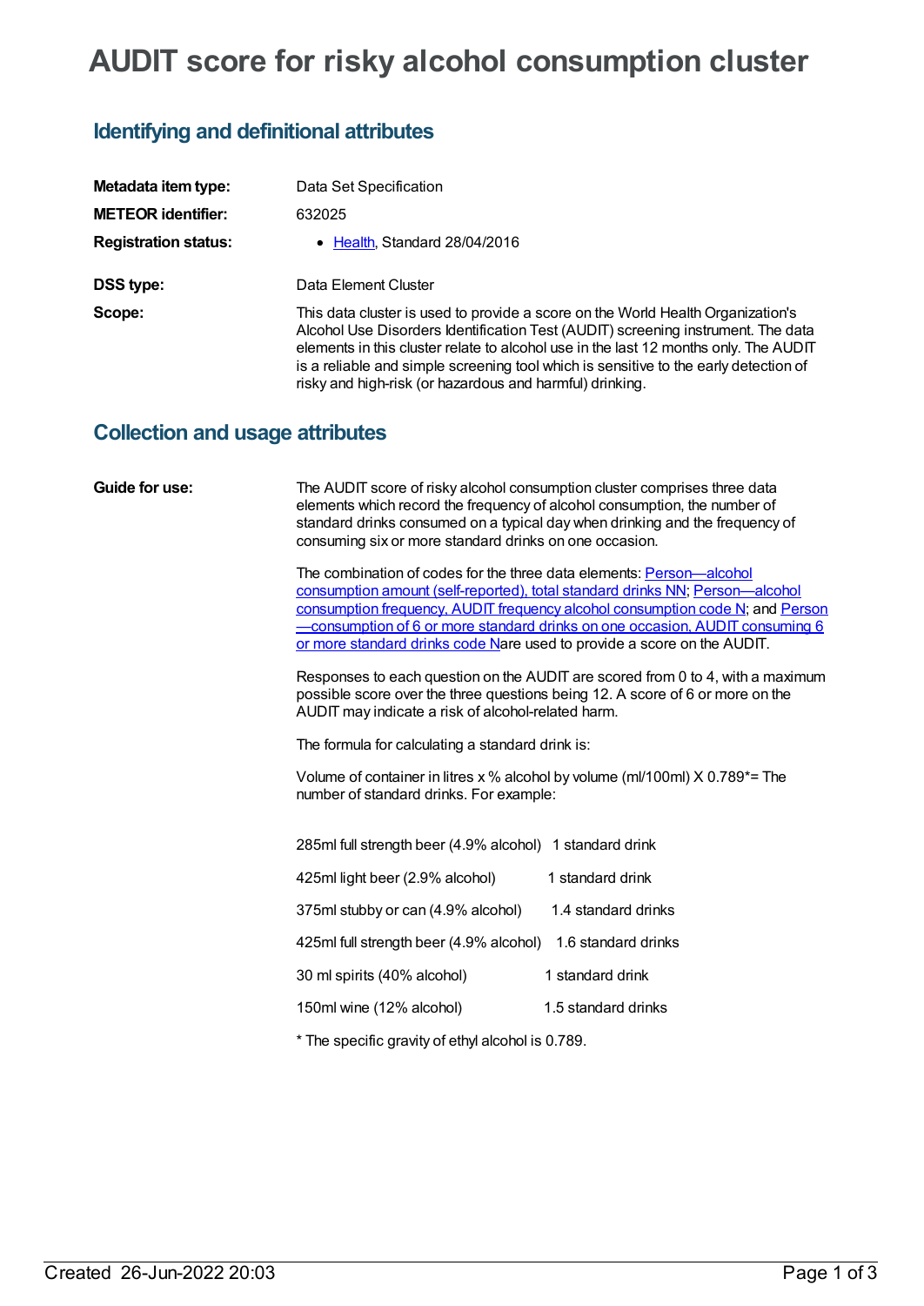# AUDIT score for risky alcohol consumption cluster

## Identifying and definitional attributes

| | |
|---|---|
| **Metadata item type:** | Data Set Specification |
| **METEOR identifier:** | 632025 |
| **Registration status:** | • Health, Standard 28/04/2016 |
| **DSS type:** | Data Element Cluster |
| **Scope:** | This data cluster is used to provide a score on the World Health Organization's Alcohol Use Disorders Identification Test (AUDIT) screening instrument. The data elements in this cluster relate to alcohol use in the last 12 months only. The AUDIT is a reliable and simple screening tool which is sensitive to the early detection of risky and high-risk (or hazardous and harmful) drinking. |

## Collection and usage attributes

**Guide for use:**

The AUDIT score of risky alcohol consumption cluster comprises three data elements which record the frequency of alcohol consumption, the number of standard drinks consumed on a typical day when drinking and the frequency of consuming six or more standard drinks on one occasion.

The combination of codes for the three data elements: Person—alcohol consumption amount (self-reported), total standard drinks NN; Person—alcohol consumption frequency, AUDIT frequency alcohol consumption code N; and Person—consumption of 6 or more standard drinks on one occasion, AUDIT consuming 6 or more standard drinks code Nare used to provide a score on the AUDIT.

Responses to each question on the AUDIT are scored from 0 to 4, with a maximum possible score over the three questions being 12. A score of 6 or more on the AUDIT may indicate a risk of alcohol-related harm.

The formula for calculating a standard drink is:

Volume of container in litres x % alcohol by volume (ml/100ml) X 0.789*= The number of standard drinks. For example:

| | |
|---|---|
| 285ml full strength beer (4.9% alcohol) | 1 standard drink |
| 425ml light beer (2.9% alcohol) | 1 standard drink |
| 375ml stubby or can (4.9% alcohol) | 1.4 standard drinks |
| 425ml full strength beer (4.9% alcohol) | 1.6 standard drinks |
| 30 ml spirits (40% alcohol) | 1 standard drink |
| 150ml wine (12% alcohol) | 1.5 standard drinks |

* The specific gravity of ethyl alcohol is 0.789.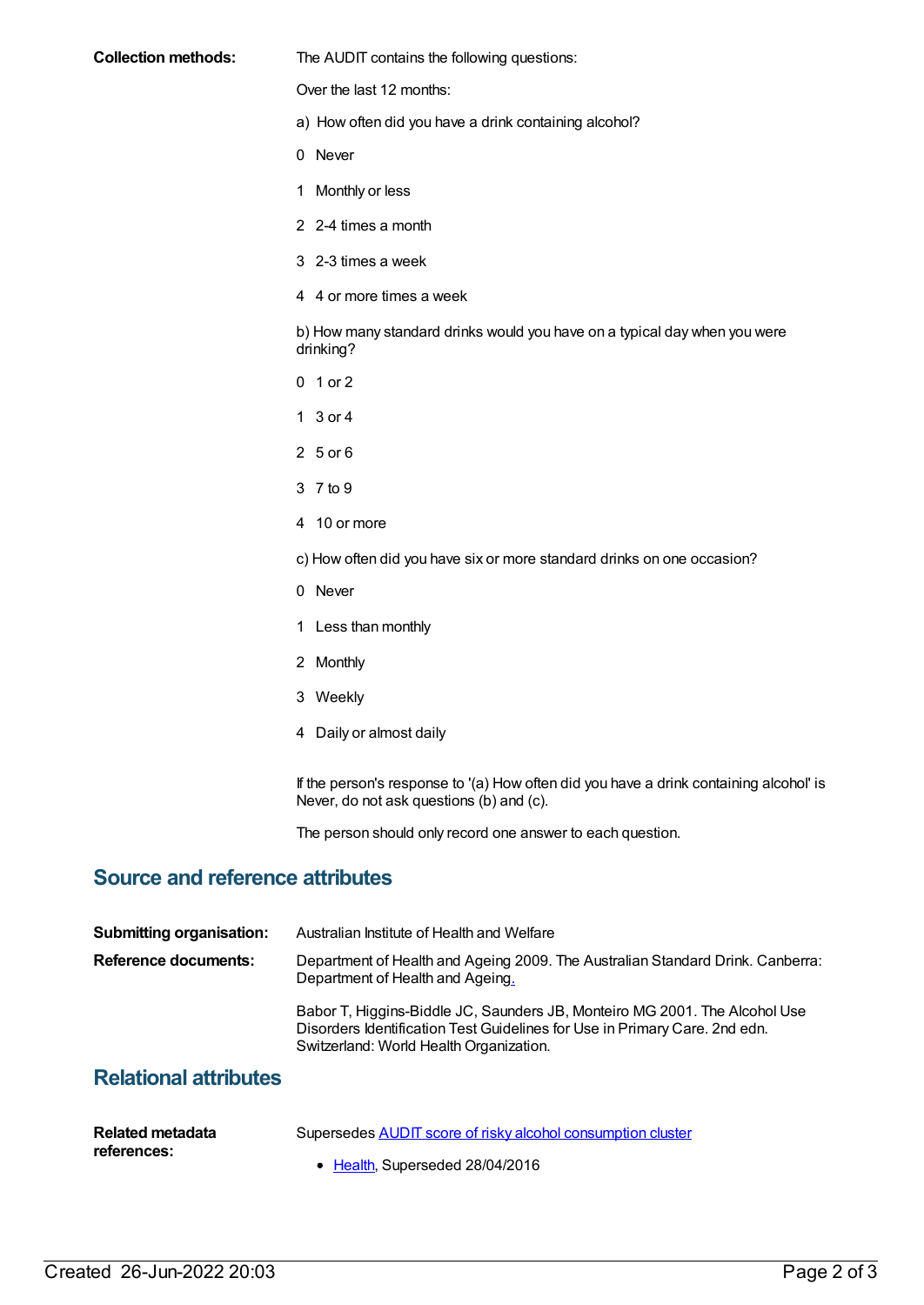**Collection methods:**

The AUDIT contains the following questions:

Over the last 12 months:

a) How often did you have a drink containing alcohol?

0 Never

1 Monthly or less

2 2-4 times a month

3 2-3 times a week

4 4 or more times a week

b) How many standard drinks would you have on a typical day when you were drinking?

0 1 or 2

1 3 or 4

2 5 or 6

3 7 to 9

4 10 or more

c) How often did you have six or more standard drinks on one occasion?

0 Never

1 Less than monthly

2 Monthly

3 Weekly

4 Daily or almost daily

If the person's response to '(a) How often did you have a drink containing alcohol' is Never, do not ask questions (b) and (c).

The person should only record one answer to each question.

## Source and reference attributes

**Submitting organisation:** Australian Institute of Health and Welfare

**Reference documents:** Department of Health and Ageing 2009. The Australian Standard Drink. Canberra: Department of Health and Ageing.

Babor T, Higgins-Biddle JC, Saunders JB, Monteiro MG 2001. The Alcohol Use Disorders Identification Test Guidelines for Use in Primary Care. 2nd edn. Switzerland: World Health Organization.

## Relational attributes

**Related metadata references:**

Supersedes AUDIT score of risky alcohol consumption cluster

- Health, Superseded 28/04/2016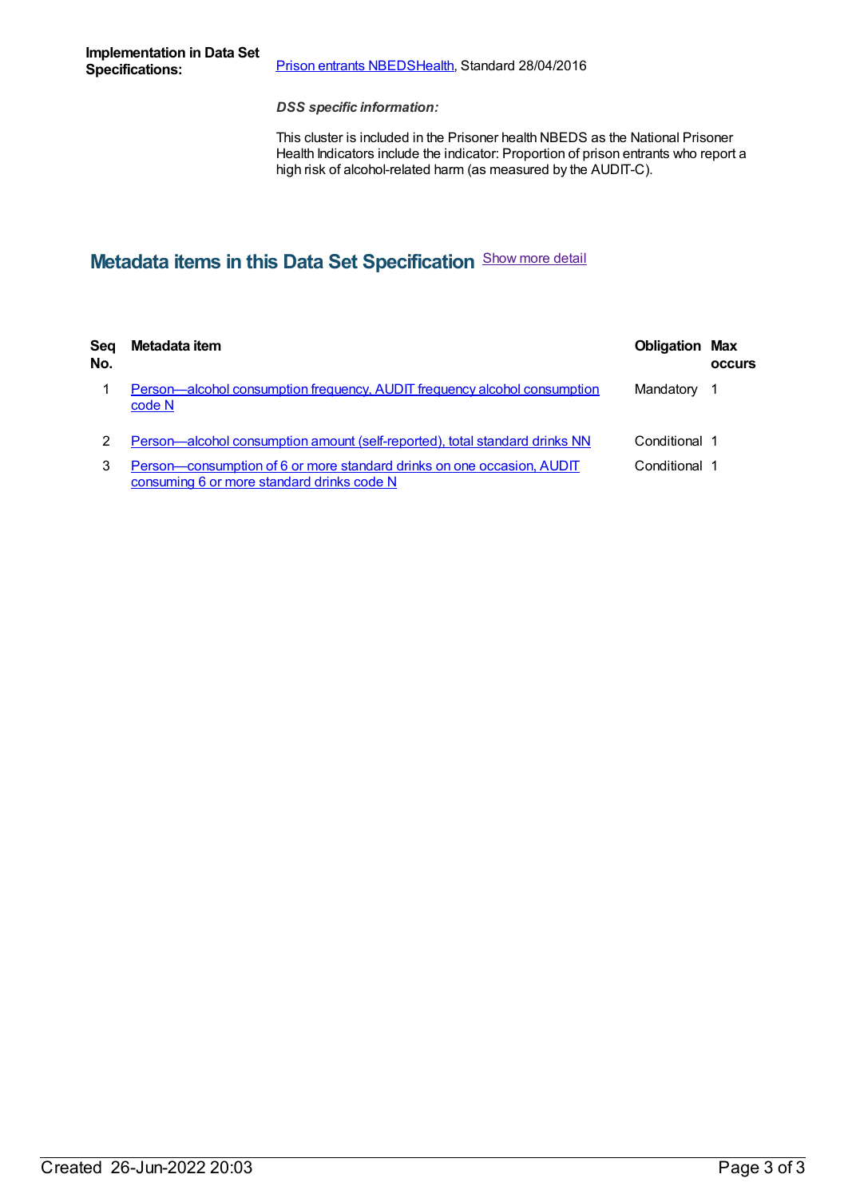**Implementation in Data Set Specifications:**

Prison entrants NBEDSHealth, Standard 28/04/2016

*DSS specific information:*

This cluster is included in the Prisoner health NBEDS as the National Prisoner Health Indicators include the indicator: Proportion of prison entrants who report a high risk of alcohol-related harm (as measured by the AUDIT-C).

## Metadata items in this Data Set Specification

Show more detail

| Seq No. | Metadata item | Obligation | Max occurs |
|---|---|---|---|
| 1 | Person—alcohol consumption frequency, AUDIT frequency alcohol consumption code N | Mandatory | 1 |
| 2 | Person—alcohol consumption amount (self-reported), total standard drinks NN | Conditional | 1 |
| 3 | Person—consumption of 6 or more standard drinks on one occasion, AUDIT consuming 6 or more standard drinks code N | Conditional | 1 |